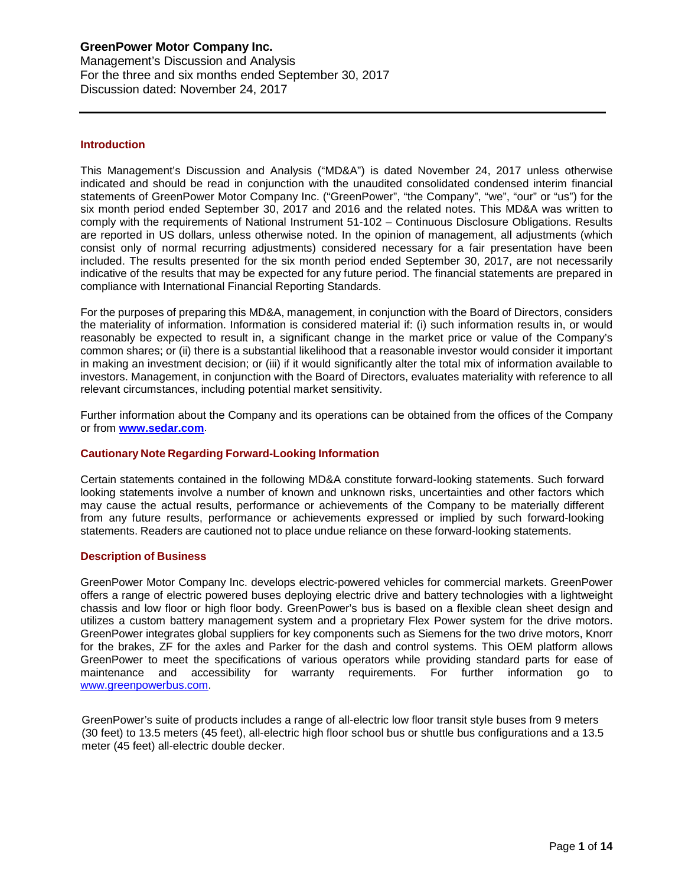# GreenPower Motor Company Inc.

Management's Discussion and Analysis
For the three and six months ended September 30, 2017
Discussion dated: November 24, 2017

## Introduction

This Management's Discussion and Analysis ("MD&A") is dated November 24, 2017 unless otherwise indicated and should be read in conjunction with the unaudited consolidated condensed interim financial statements of GreenPower Motor Company Inc. ("GreenPower", "the Company", "we", "our" or "us") for the six month period ended September 30, 2017 and 2016 and the related notes. This MD&A was written to comply with the requirements of National Instrument 51-102 – Continuous Disclosure Obligations. Results are reported in US dollars, unless otherwise noted. In the opinion of management, all adjustments (which consist only of normal recurring adjustments) considered necessary for a fair presentation have been included. The results presented for the six month period ended September 30, 2017, are not necessarily indicative of the results that may be expected for any future period. The financial statements are prepared in compliance with International Financial Reporting Standards.

For the purposes of preparing this MD&A, management, in conjunction with the Board of Directors, considers the materiality of information. Information is considered material if: (i) such information results in, or would reasonably be expected to result in, a significant change in the market price or value of the Company's common shares; or (ii) there is a substantial likelihood that a reasonable investor would consider it important in making an investment decision; or (iii) if it would significantly alter the total mix of information available to investors. Management, in conjunction with the Board of Directors, evaluates materiality with reference to all relevant circumstances, including potential market sensitivity.

Further information about the Company and its operations can be obtained from the offices of the Company or from **www.sedar.com**.

## Cautionary Note Regarding Forward-Looking Information

Certain statements contained in the following MD&A constitute forward-looking statements. Such forward looking statements involve a number of known and unknown risks, uncertainties and other factors which may cause the actual results, performance or achievements of the Company to be materially different from any future results, performance or achievements expressed or implied by such forward-looking statements. Readers are cautioned not to place undue reliance on these forward-looking statements.

## Description of Business

GreenPower Motor Company Inc. develops electric-powered vehicles for commercial markets. GreenPower offers a range of electric powered buses deploying electric drive and battery technologies with a lightweight chassis and low floor or high floor body. GreenPower's bus is based on a flexible clean sheet design and utilizes a custom battery management system and a proprietary Flex Power system for the drive motors. GreenPower integrates global suppliers for key components such as Siemens for the two drive motors, Knorr for the brakes, ZF for the axles and Parker for the dash and control systems. This OEM platform allows GreenPower to meet the specifications of various operators while providing standard parts for ease of maintenance and accessibility for warranty requirements. For further information go to www.greenpowerbus.com.

GreenPower's suite of products includes a range of all-electric low floor transit style buses from 9 meters (30 feet) to 13.5 meters (45 feet), all-electric high floor school bus or shuttle bus configurations and a 13.5 meter (45 feet) all-electric double decker.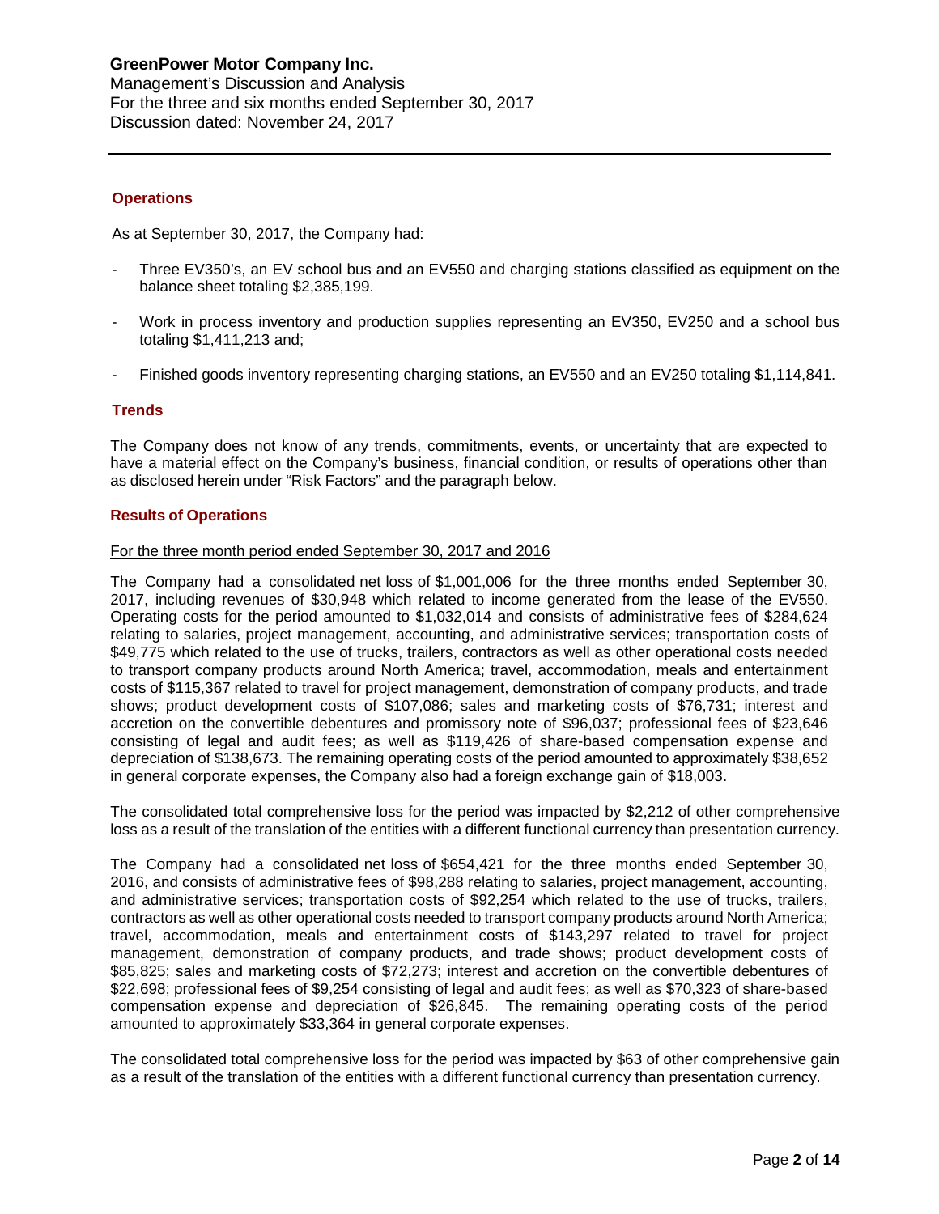## Operations

As at September 30, 2017, the Company had:

- Three EV350's, an EV school bus and an EV550 and charging stations classified as equipment on the balance sheet totaling $2,385,199.
- Work in process inventory and production supplies representing an EV350, EV250 and a school bus totaling $1,411,213 and;
- Finished goods inventory representing charging stations, an EV550 and an EV250 totaling $1,114,841.

## Trends

The Company does not know of any trends, commitments, events, or uncertainty that are expected to have a material effect on the Company's business, financial condition, or results of operations other than as disclosed herein under "Risk Factors" and the paragraph below.

## Results of Operations

For the three month period ended September 30, 2017 and 2016

The Company had a consolidated net loss of $1,001,006 for the three months ended September 30, 2017, including revenues of $30,948 which related to income generated from the lease of the EV550. Operating costs for the period amounted to $1,032,014 and consists of administrative fees of $284,624 relating to salaries, project management, accounting, and administrative services; transportation costs of $49,775 which related to the use of trucks, trailers, contractors as well as other operational costs needed to transport company products around North America; travel, accommodation, meals and entertainment costs of $115,367 related to travel for project management, demonstration of company products, and trade shows; product development costs of $107,086; sales and marketing costs of $76,731; interest and accretion on the convertible debentures and promissory note of $96,037; professional fees of $23,646 consisting of legal and audit fees; as well as $119,426 of share-based compensation expense and depreciation of $138,673. The remaining operating costs of the period amounted to approximately $38,652 in general corporate expenses, the Company also had a foreign exchange gain of $18,003.

The consolidated total comprehensive loss for the period was impacted by $2,212 of other comprehensive loss as a result of the translation of the entities with a different functional currency than presentation currency.

The Company had a consolidated net loss of $654,421 for the three months ended September 30, 2016, and consists of administrative fees of $98,288 relating to salaries, project management, accounting, and administrative services; transportation costs of $92,254 which related to the use of trucks, trailers, contractors as well as other operational costs needed to transport company products around North America; travel, accommodation, meals and entertainment costs of $143,297 related to travel for project management, demonstration of company products, and trade shows; product development costs of $85,825; sales and marketing costs of $72,273; interest and accretion on the convertible debentures of $22,698; professional fees of $9,254 consisting of legal and audit fees; as well as $70,323 of share-based compensation expense and depreciation of $26,845. The remaining operating costs of the period amounted to approximately $33,364 in general corporate expenses.

The consolidated total comprehensive loss for the period was impacted by $63 of other comprehensive gain as a result of the translation of the entities with a different functional currency than presentation currency.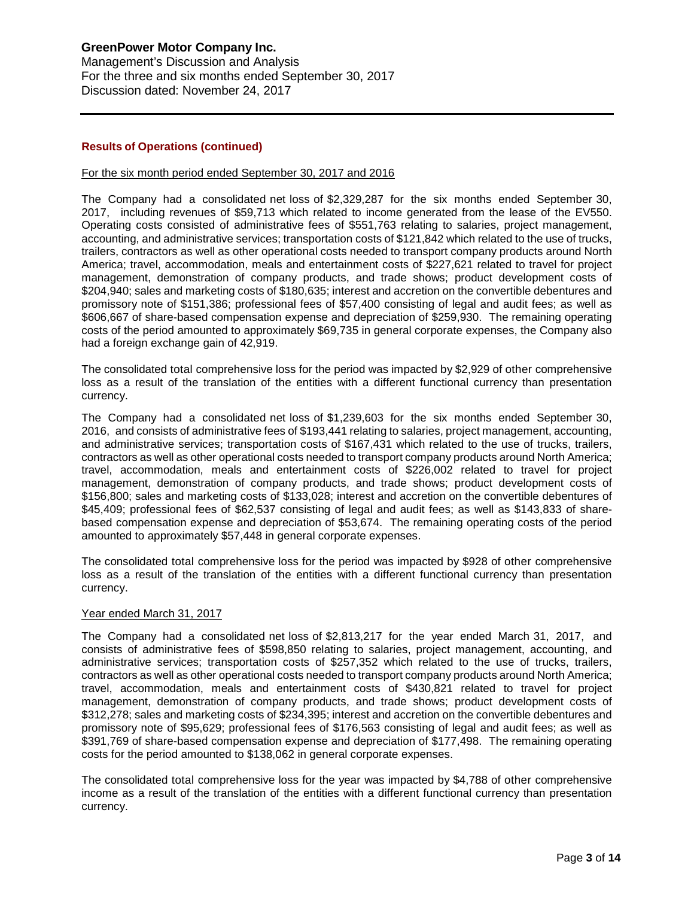### Results of Operations (continued)

For the six month period ended September 30, 2017 and 2016

The Company had a consolidated net loss of $2,329,287 for the six months ended September 30, 2017, including revenues of $59,713 which related to income generated from the lease of the EV550. Operating costs consisted of administrative fees of $551,763 relating to salaries, project management, accounting, and administrative services; transportation costs of $121,842 which related to the use of trucks, trailers, contractors as well as other operational costs needed to transport company products around North America; travel, accommodation, meals and entertainment costs of $227,621 related to travel for project management, demonstration of company products, and trade shows; product development costs of $204,940; sales and marketing costs of $180,635; interest and accretion on the convertible debentures and promissory note of $151,386; professional fees of $57,400 consisting of legal and audit fees; as well as $606,667 of share-based compensation expense and depreciation of $259,930. The remaining operating costs of the period amounted to approximately $69,735 in general corporate expenses, the Company also had a foreign exchange gain of 42,919.

The consolidated total comprehensive loss for the period was impacted by $2,929 of other comprehensive loss as a result of the translation of the entities with a different functional currency than presentation currency.

The Company had a consolidated net loss of $1,239,603 for the six months ended September 30, 2016, and consists of administrative fees of $193,441 relating to salaries, project management, accounting, and administrative services; transportation costs of $167,431 which related to the use of trucks, trailers, contractors as well as other operational costs needed to transport company products around North America; travel, accommodation, meals and entertainment costs of $226,002 related to travel for project management, demonstration of company products, and trade shows; product development costs of $156,800; sales and marketing costs of $133,028; interest and accretion on the convertible debentures of $45,409; professional fees of $62,537 consisting of legal and audit fees; as well as $143,833 of share-based compensation expense and depreciation of $53,674. The remaining operating costs of the period amounted to approximately $57,448 in general corporate expenses.

The consolidated total comprehensive loss for the period was impacted by $928 of other comprehensive loss as a result of the translation of the entities with a different functional currency than presentation currency.

Year ended March 31, 2017

The Company had a consolidated net loss of $2,813,217 for the year ended March 31, 2017, and consists of administrative fees of $598,850 relating to salaries, project management, accounting, and administrative services; transportation costs of $257,352 which related to the use of trucks, trailers, contractors as well as other operational costs needed to transport company products around North America; travel, accommodation, meals and entertainment costs of $430,821 related to travel for project management, demonstration of company products, and trade shows; product development costs of $312,278; sales and marketing costs of $234,395; interest and accretion on the convertible debentures and promissory note of $95,629; professional fees of $176,563 consisting of legal and audit fees; as well as $391,769 of share-based compensation expense and depreciation of $177,498. The remaining operating costs for the period amounted to $138,062 in general corporate expenses.

The consolidated total comprehensive loss for the year was impacted by $4,788 of other comprehensive income as a result of the translation of the entities with a different functional currency than presentation currency.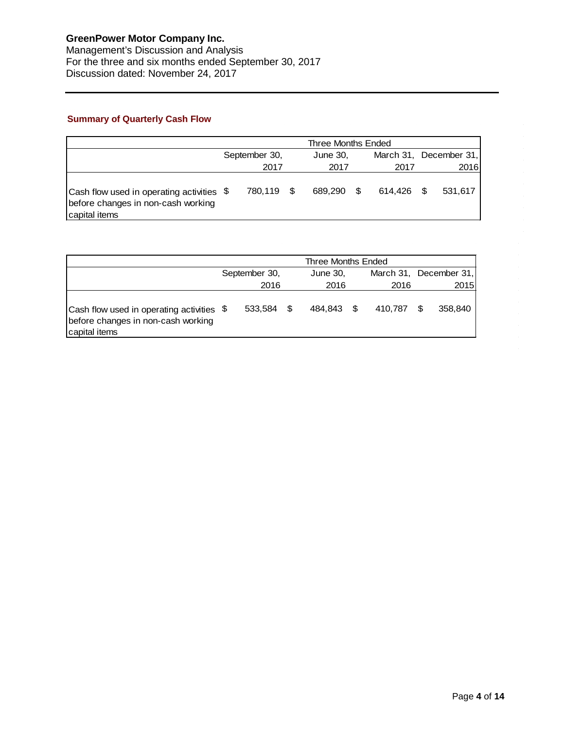## Summary of Quarterly Cash Flow

| | Three Months Ended | | | |
|---|---|---|---|---|
| | September 30, 2017 | June 30, 2017 | March 31, 2017 | December 31, 2016 |
| Cash flow used in operating activities before changes in non-cash working capital items | $ 780,119 | $ 689,290 | $ 614,426 | $ 531,617 |

| | Three Months Ended | | | |
|---|---|---|---|---|
| | September 30, 2016 | June 30, 2016 | March 31, 2016 | December 31, 2015 |
| Cash flow used in operating activities before changes in non-cash working capital items | $ 533,584 | $ 484,843 | $ 410,787 | $ 358,840 |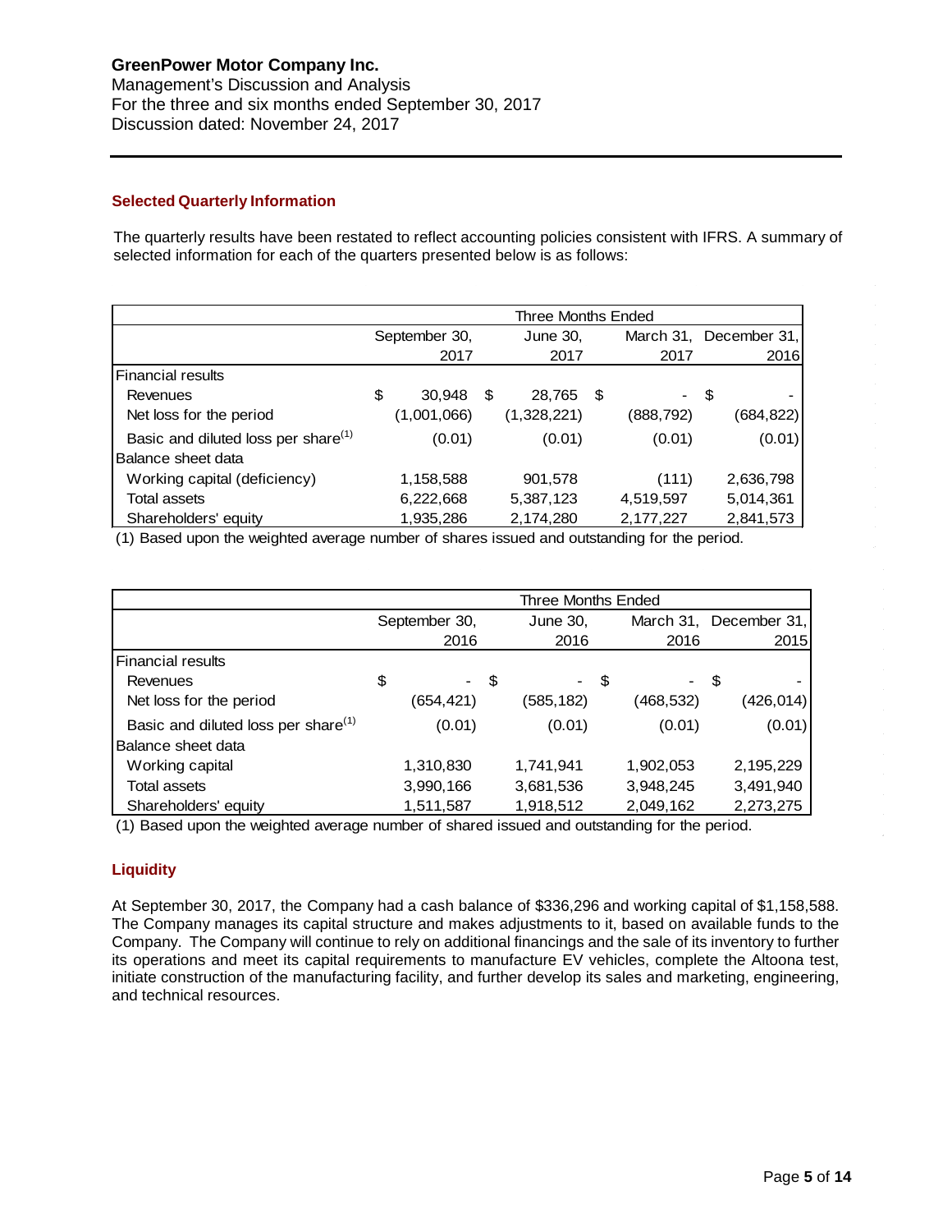GreenPower Motor Company Inc.
Management's Discussion and Analysis
For the three and six months ended September 30, 2017
Discussion dated: November 24, 2017

## Selected Quarterly Information

The quarterly results have been restated to reflect accounting policies consistent with IFRS. A summary of selected information for each of the quarters presented below is as follows:

| | Three Months Ended | | | |
|---|---|---|---|---|
| | September 30, 2017 | June 30, 2017 | March 31, 2017 | December 31, 2016 |
| Financial results | | | | |
| Revenues | $ 30,948 | $ 28,765 | $ - | $ - |
| Net loss for the period | (1,001,066) | (1,328,221) | (888,792) | (684,822) |
| Basic and diluted loss per share[(1)] | (0.01) | (0.01) | (0.01) | (0.01) |
| Balance sheet data | | | | |
| Working capital (deficiency) | 1,158,588 | 901,578 | (111) | 2,636,798 |
| Total assets | 6,222,668 | 5,387,123 | 4,519,597 | 5,014,361 |
| Shareholders' equity | 1,935,286 | 2,174,280 | 2,177,227 | 2,841,573 |

(1) Based upon the weighted average number of shares issued and outstanding for the period.

| | Three Months Ended | | | |
|---|---|---|---|---|
| | September 30, 2016 | June 30, 2016 | March 31, 2016 | December 31, 2015 |
| Financial results | | | | |
| Revenues | $ - | $ - | $ - | $ - |
| Net loss for the period | (654,421) | (585,182) | (468,532) | (426,014) |
| Basic and diluted loss per share[(1)] | (0.01) | (0.01) | (0.01) | (0.01) |
| Balance sheet data | | | | |
| Working capital | 1,310,830 | 1,741,941 | 1,902,053 | 2,195,229 |
| Total assets | 3,990,166 | 3,681,536 | 3,948,245 | 3,491,940 |
| Shareholders' equity | 1,511,587 | 1,918,512 | 2,049,162 | 2,273,275 |

(1) Based upon the weighted average number of shared issued and outstanding for the period.

## Liquidity

At September 30, 2017, the Company had a cash balance of $336,296 and working capital of $1,158,588. The Company manages its capital structure and makes adjustments to it, based on available funds to the Company. The Company will continue to rely on additional financings and the sale of its inventory to further its operations and meet its capital requirements to manufacture EV vehicles, complete the Altoona test, initiate construction of the manufacturing facility, and further develop its sales and marketing, engineering, and technical resources.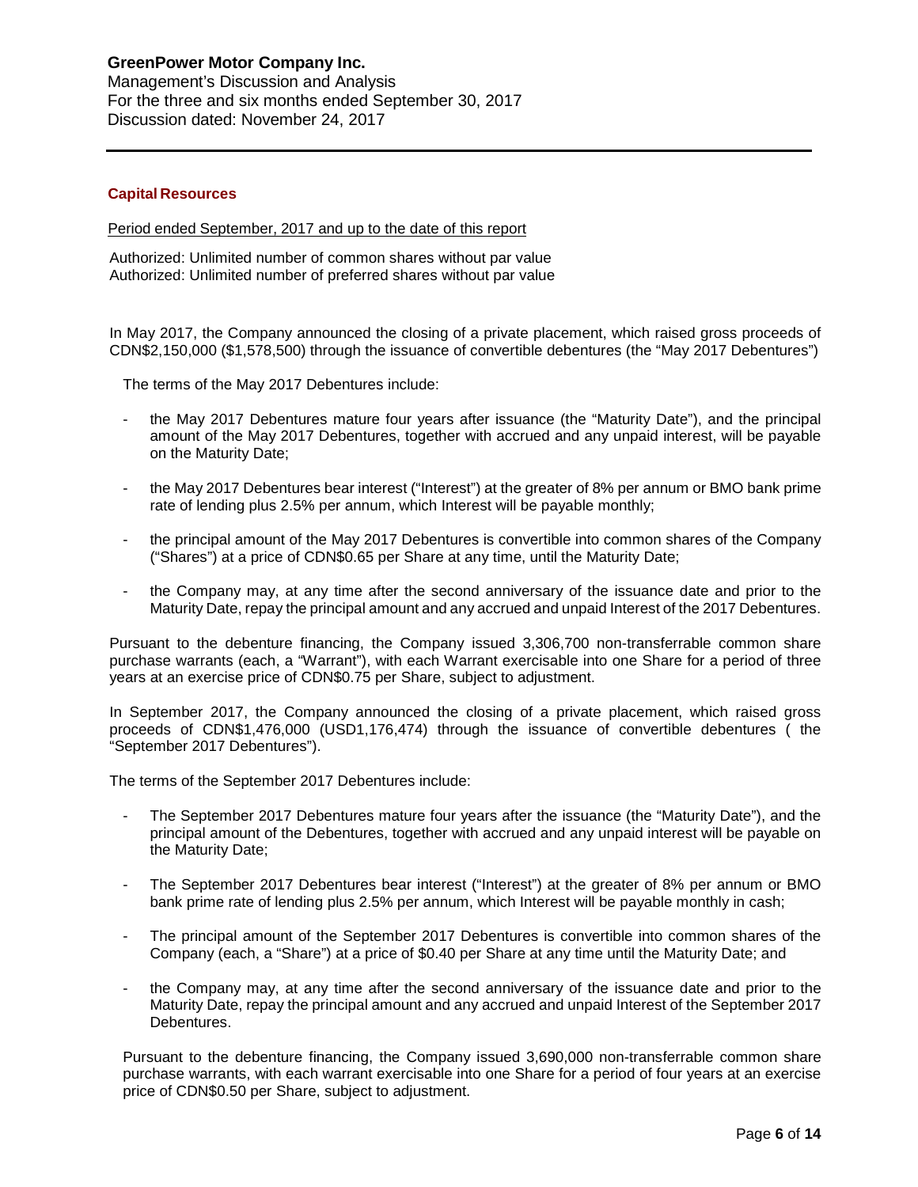## Capital Resources

Period ended September, 2017 and up to the date of this report

Authorized: Unlimited number of common shares without par value
Authorized: Unlimited number of preferred shares without par value

In May 2017, the Company announced the closing of a private placement, which raised gross proceeds of CDN$2,150,000 ($1,578,500) through the issuance of convertible debentures (the "May 2017 Debentures")

The terms of the May 2017 Debentures include:

- the May 2017 Debentures mature four years after issuance (the "Maturity Date"), and the principal amount of the May 2017 Debentures, together with accrued and any unpaid interest, will be payable on the Maturity Date;
- the May 2017 Debentures bear interest ("Interest") at the greater of 8% per annum or BMO bank prime rate of lending plus 2.5% per annum, which Interest will be payable monthly;
- the principal amount of the May 2017 Debentures is convertible into common shares of the Company ("Shares") at a price of CDN$0.65 per Share at any time, until the Maturity Date;
- the Company may, at any time after the second anniversary of the issuance date and prior to the Maturity Date, repay the principal amount and any accrued and unpaid Interest of the 2017 Debentures.

Pursuant to the debenture financing, the Company issued 3,306,700 non-transferrable common share purchase warrants (each, a "Warrant"), with each Warrant exercisable into one Share for a period of three years at an exercise price of CDN$0.75 per Share, subject to adjustment.

In September 2017, the Company announced the closing of a private placement, which raised gross proceeds of CDN$1,476,000 (USD1,176,474) through the issuance of convertible debentures ( the "September 2017 Debentures").

The terms of the September 2017 Debentures include:

- The September 2017 Debentures mature four years after the issuance (the "Maturity Date"), and the principal amount of the Debentures, together with accrued and any unpaid interest will be payable on the Maturity Date;
- The September 2017 Debentures bear interest ("Interest") at the greater of 8% per annum or BMO bank prime rate of lending plus 2.5% per annum, which Interest will be payable monthly in cash;
- The principal amount of the September 2017 Debentures is convertible into common shares of the Company (each, a "Share") at a price of $0.40 per Share at any time until the Maturity Date; and
- the Company may, at any time after the second anniversary of the issuance date and prior to the Maturity Date, repay the principal amount and any accrued and unpaid Interest of the September 2017 Debentures.

Pursuant to the debenture financing, the Company issued 3,690,000 non-transferrable common share purchase warrants, with each warrant exercisable into one Share for a period of four years at an exercise price of CDN$0.50 per Share, subject to adjustment.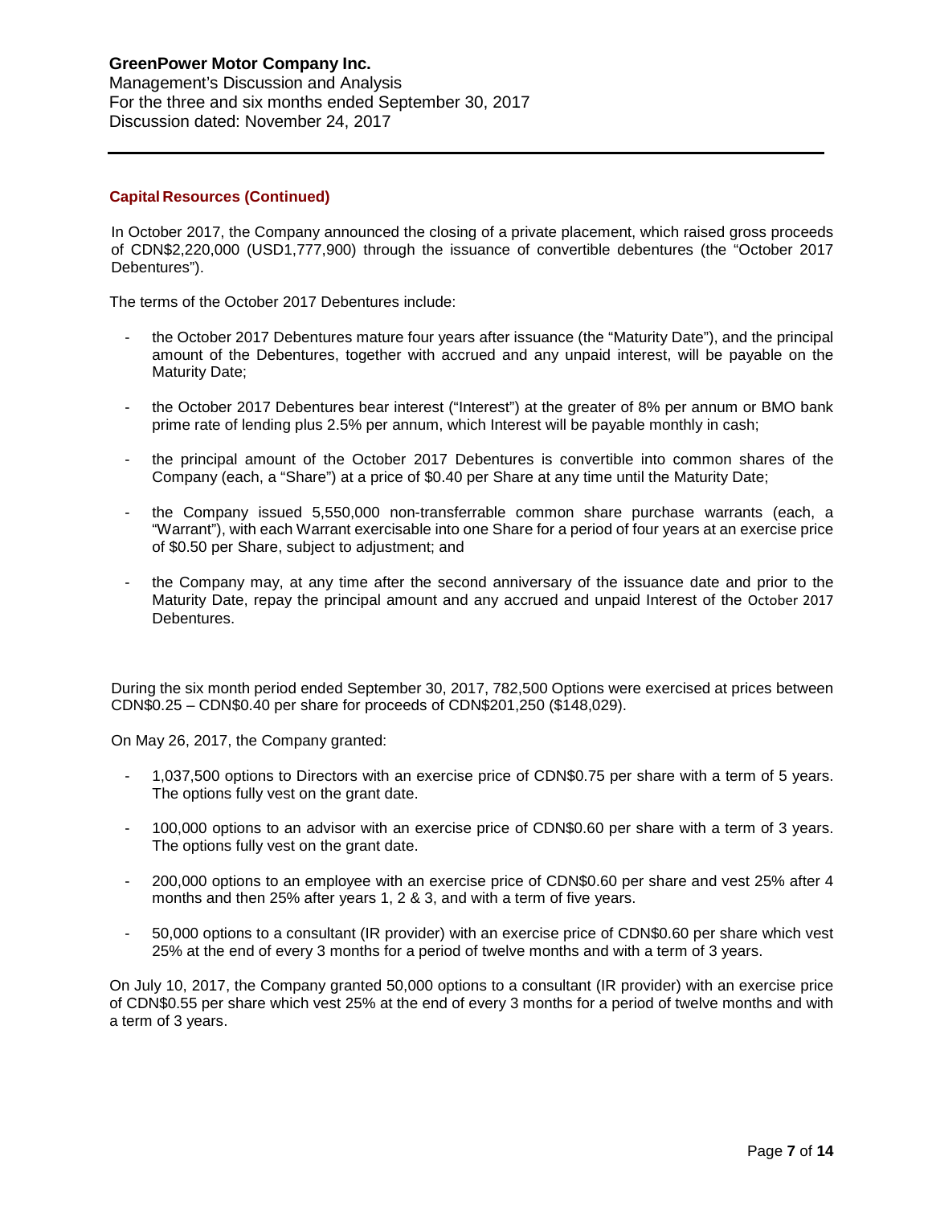## Capital Resources (Continued)

In October 2017, the Company announced the closing of a private placement, which raised gross proceeds of CDN$2,220,000 (USD1,777,900) through the issuance of convertible debentures (the "October 2017 Debentures").

The terms of the October 2017 Debentures include:

- the October 2017 Debentures mature four years after issuance (the "Maturity Date"), and the principal amount of the Debentures, together with accrued and any unpaid interest, will be payable on the Maturity Date;
- the October 2017 Debentures bear interest ("Interest") at the greater of 8% per annum or BMO bank prime rate of lending plus 2.5% per annum, which Interest will be payable monthly in cash;
- the principal amount of the October 2017 Debentures is convertible into common shares of the Company (each, a "Share") at a price of $0.40 per Share at any time until the Maturity Date;
- the Company issued 5,550,000 non-transferrable common share purchase warrants (each, a "Warrant"), with each Warrant exercisable into one Share for a period of four years at an exercise price of $0.50 per Share, subject to adjustment; and
- the Company may, at any time after the second anniversary of the issuance date and prior to the Maturity Date, repay the principal amount and any accrued and unpaid Interest of the October 2017 Debentures.

During the six month period ended September 30, 2017, 782,500 Options were exercised at prices between CDN$0.25 – CDN$0.40 per share for proceeds of CDN$201,250 ($148,029).

On May 26, 2017, the Company granted:

- 1,037,500 options to Directors with an exercise price of CDN$0.75 per share with a term of 5 years. The options fully vest on the grant date.
- 100,000 options to an advisor with an exercise price of CDN$0.60 per share with a term of 3 years. The options fully vest on the grant date.
- 200,000 options to an employee with an exercise price of CDN$0.60 per share and vest 25% after 4 months and then 25% after years 1, 2 & 3, and with a term of five years.
- 50,000 options to a consultant (IR provider) with an exercise price of CDN$0.60 per share which vest 25% at the end of every 3 months for a period of twelve months and with a term of 3 years.

On July 10, 2017, the Company granted 50,000 options to a consultant (IR provider) with an exercise price of CDN$0.55 per share which vest 25% at the end of every 3 months for a period of twelve months and with a term of 3 years.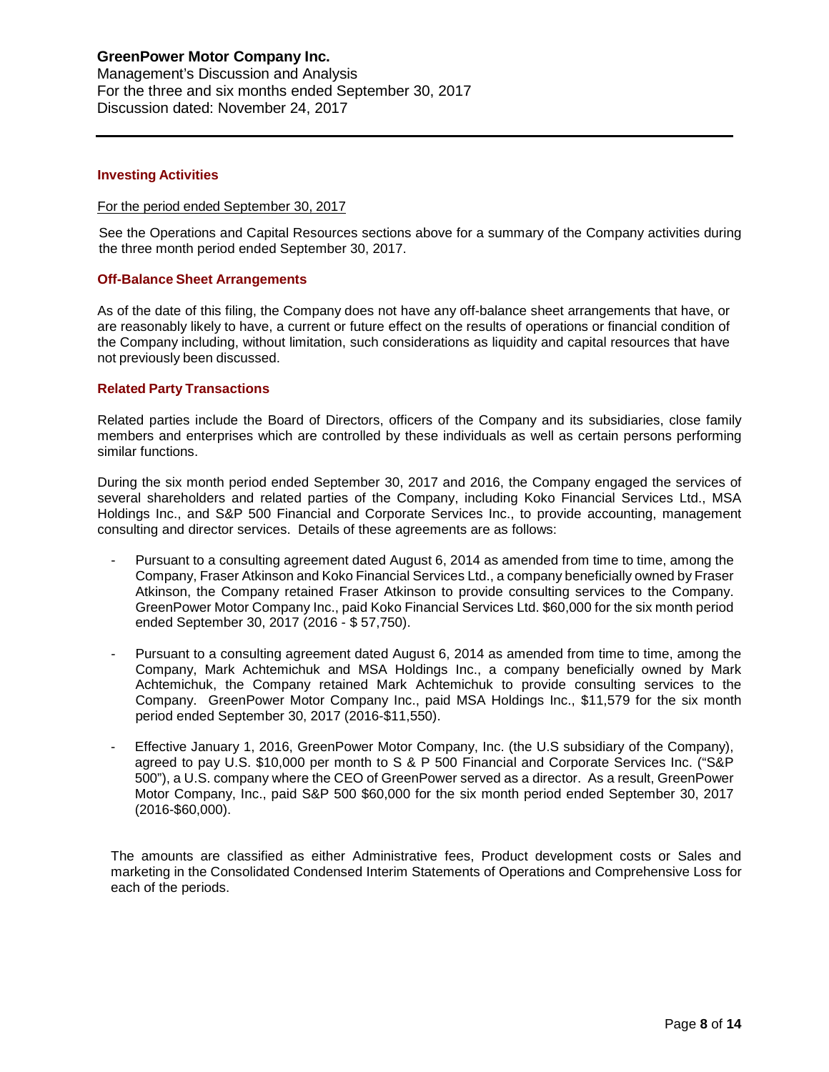## Investing Activities

For the period ended September 30, 2017

See the Operations and Capital Resources sections above for a summary of the Company activities during the three month period ended September 30, 2017.

## Off-Balance Sheet Arrangements

As of the date of this filing, the Company does not have any off-balance sheet arrangements that have, or are reasonably likely to have, a current or future effect on the results of operations or financial condition of the Company including, without limitation, such considerations as liquidity and capital resources that have not previously been discussed.

## Related Party Transactions

Related parties include the Board of Directors, officers of the Company and its subsidiaries, close family members and enterprises which are controlled by these individuals as well as certain persons performing similar functions.

During the six month period ended September 30, 2017 and 2016, the Company engaged the services of several shareholders and related parties of the Company, including Koko Financial Services Ltd., MSA Holdings Inc., and S&P 500 Financial and Corporate Services Inc., to provide accounting, management consulting and director services. Details of these agreements are as follows:

- Pursuant to a consulting agreement dated August 6, 2014 as amended from time to time, among the Company, Fraser Atkinson and Koko Financial Services Ltd., a company beneficially owned by Fraser Atkinson, the Company retained Fraser Atkinson to provide consulting services to the Company. GreenPower Motor Company Inc., paid Koko Financial Services Ltd. $60,000 for the six month period ended September 30, 2017 (2016 - $ 57,750).
- Pursuant to a consulting agreement dated August 6, 2014 as amended from time to time, among the Company, Mark Achtemichuk and MSA Holdings Inc., a company beneficially owned by Mark Achtemichuk, the Company retained Mark Achtemichuk to provide consulting services to the Company. GreenPower Motor Company Inc., paid MSA Holdings Inc., $11,579 for the six month period ended September 30, 2017 (2016-$11,550).
- Effective January 1, 2016, GreenPower Motor Company, Inc. (the U.S subsidiary of the Company), agreed to pay U.S. $10,000 per month to S & P 500 Financial and Corporate Services Inc. ("S&P 500"), a U.S. company where the CEO of GreenPower served as a director. As a result, GreenPower Motor Company, Inc., paid S&P 500 $60,000 for the six month period ended September 30, 2017 (2016-$60,000).

The amounts are classified as either Administrative fees, Product development costs or Sales and marketing in the Consolidated Condensed Interim Statements of Operations and Comprehensive Loss for each of the periods.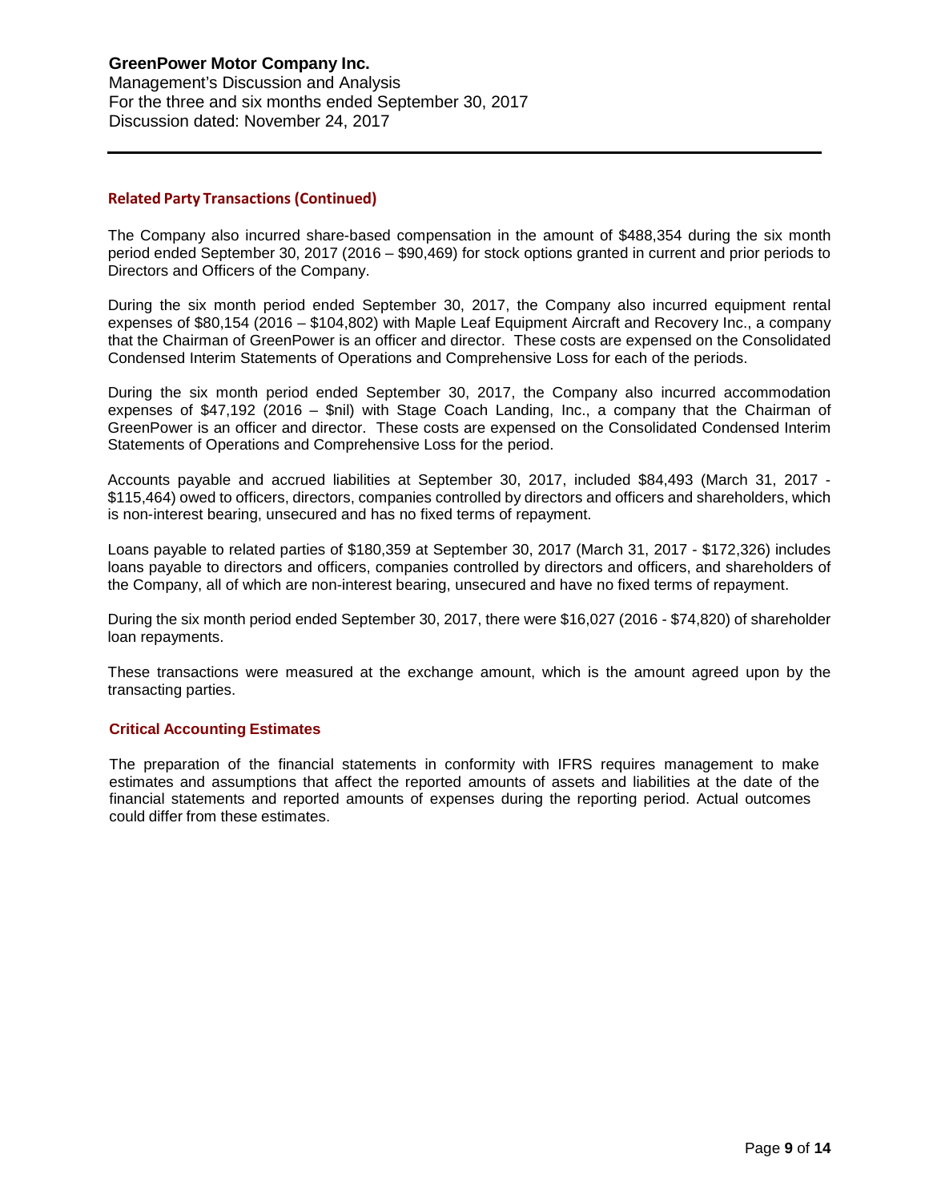## Related Party Transactions (Continued)

The Company also incurred share-based compensation in the amount of $488,354 during the six month period ended September 30, 2017 (2016 – $90,469) for stock options granted in current and prior periods to Directors and Officers of the Company.

During the six month period ended September 30, 2017, the Company also incurred equipment rental expenses of $80,154 (2016 – $104,802) with Maple Leaf Equipment Aircraft and Recovery Inc., a company that the Chairman of GreenPower is an officer and director. These costs are expensed on the Consolidated Condensed Interim Statements of Operations and Comprehensive Loss for each of the periods.

During the six month period ended September 30, 2017, the Company also incurred accommodation expenses of $47,192 (2016 – $nil) with Stage Coach Landing, Inc., a company that the Chairman of GreenPower is an officer and director. These costs are expensed on the Consolidated Condensed Interim Statements of Operations and Comprehensive Loss for the period.

Accounts payable and accrued liabilities at September 30, 2017, included $84,493 (March 31, 2017 - $115,464) owed to officers, directors, companies controlled by directors and officers and shareholders, which is non-interest bearing, unsecured and has no fixed terms of repayment.

Loans payable to related parties of $180,359 at September 30, 2017 (March 31, 2017 - $172,326) includes loans payable to directors and officers, companies controlled by directors and officers, and shareholders of the Company, all of which are non-interest bearing, unsecured and have no fixed terms of repayment.

During the six month period ended September 30, 2017, there were $16,027 (2016 - $74,820) of shareholder loan repayments.

These transactions were measured at the exchange amount, which is the amount agreed upon by the transacting parties.

## Critical Accounting Estimates

The preparation of the financial statements in conformity with IFRS requires management to make estimates and assumptions that affect the reported amounts of assets and liabilities at the date of the financial statements and reported amounts of expenses during the reporting period. Actual outcomes could differ from these estimates.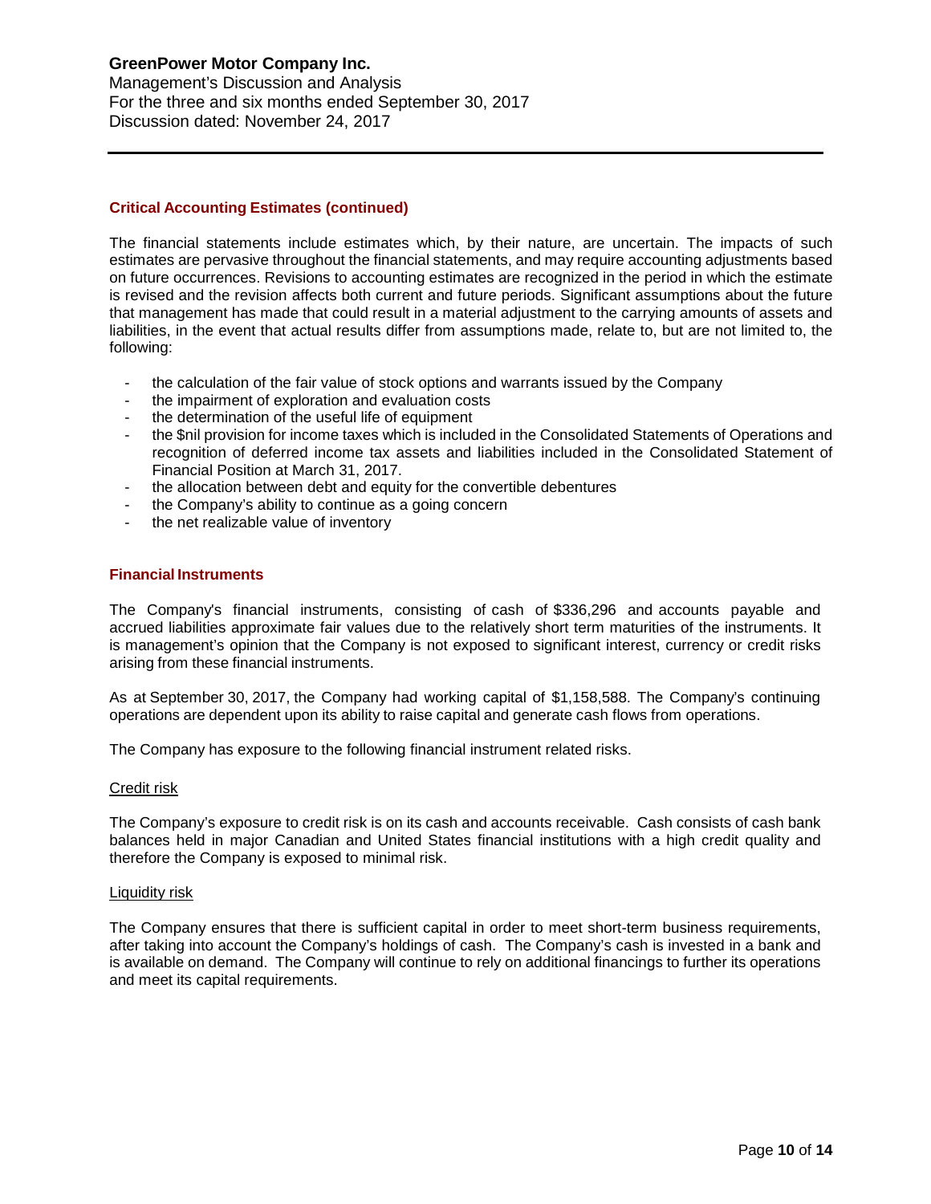### Critical Accounting Estimates (continued)

The financial statements include estimates which, by their nature, are uncertain. The impacts of such estimates are pervasive throughout the financial statements, and may require accounting adjustments based on future occurrences. Revisions to accounting estimates are recognized in the period in which the estimate is revised and the revision affects both current and future periods. Significant assumptions about the future that management has made that could result in a material adjustment to the carrying amounts of assets and liabilities, in the event that actual results differ from assumptions made, relate to, but are not limited to, the following:

- the calculation of the fair value of stock options and warrants issued by the Company
- the impairment of exploration and evaluation costs
- the determination of the useful life of equipment
- the $nil provision for income taxes which is included in the Consolidated Statements of Operations and recognition of deferred income tax assets and liabilities included in the Consolidated Statement of Financial Position at March 31, 2017.
- the allocation between debt and equity for the convertible debentures
- the Company's ability to continue as a going concern
- the net realizable value of inventory

### Financial Instruments

The Company's financial instruments, consisting of cash of $336,296 and accounts payable and accrued liabilities approximate fair values due to the relatively short term maturities of the instruments. It is management's opinion that the Company is not exposed to significant interest, currency or credit risks arising from these financial instruments.

As at September 30, 2017, the Company had working capital of $1,158,588. The Company's continuing operations are dependent upon its ability to raise capital and generate cash flows from operations.

The Company has exposure to the following financial instrument related risks.

Credit risk

The Company's exposure to credit risk is on its cash and accounts receivable. Cash consists of cash bank balances held in major Canadian and United States financial institutions with a high credit quality and therefore the Company is exposed to minimal risk.

Liquidity risk

The Company ensures that there is sufficient capital in order to meet short-term business requirements, after taking into account the Company's holdings of cash. The Company's cash is invested in a bank and is available on demand. The Company will continue to rely on additional financings to further its operations and meet its capital requirements.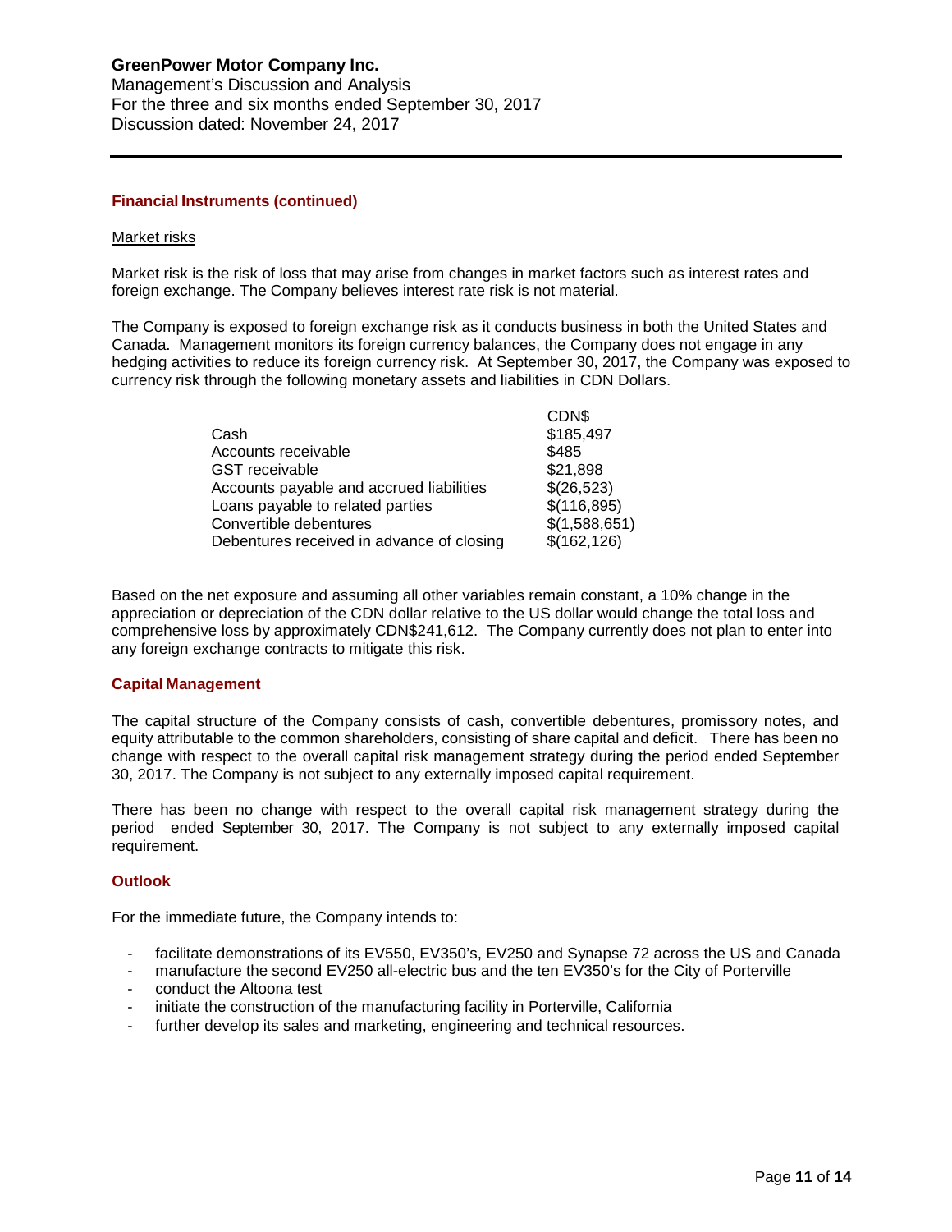### Financial Instruments (continued)

Market risks

Market risk is the risk of loss that may arise from changes in market factors such as interest rates and foreign exchange. The Company believes interest rate risk is not material.

The Company is exposed to foreign exchange risk as it conducts business in both the United States and Canada. Management monitors its foreign currency balances, the Company does not engage in any hedging activities to reduce its foreign currency risk. At September 30, 2017, the Company was exposed to currency risk through the following monetary assets and liabilities in CDN Dollars.

| | CDN$ |
|---|---|
| Cash | $185,497 |
| Accounts receivable | $485 |
| GST receivable | $21,898 |
| Accounts payable and accrued liabilities | $(26,523) |
| Loans payable to related parties | $(116,895) |
| Convertible debentures | $(1,588,651) |
| Debentures received in advance of closing | $(162,126) |

Based on the net exposure and assuming all other variables remain constant, a 10% change in the appreciation or depreciation of the CDN dollar relative to the US dollar would change the total loss and comprehensive loss by approximately CDN$241,612. The Company currently does not plan to enter into any foreign exchange contracts to mitigate this risk.

### Capital Management

The capital structure of the Company consists of cash, convertible debentures, promissory notes, and equity attributable to the common shareholders, consisting of share capital and deficit. There has been no change with respect to the overall capital risk management strategy during the period ended September 30, 2017. The Company is not subject to any externally imposed capital requirement.

There has been no change with respect to the overall capital risk management strategy during the period ended September 30, 2017. The Company is not subject to any externally imposed capital requirement.

### Outlook

For the immediate future, the Company intends to:

- facilitate demonstrations of its EV550, EV350's, EV250 and Synapse 72 across the US and Canada
- manufacture the second EV250 all-electric bus and the ten EV350's for the City of Porterville
- conduct the Altoona test
- initiate the construction of the manufacturing facility in Porterville, California
- further develop its sales and marketing, engineering and technical resources.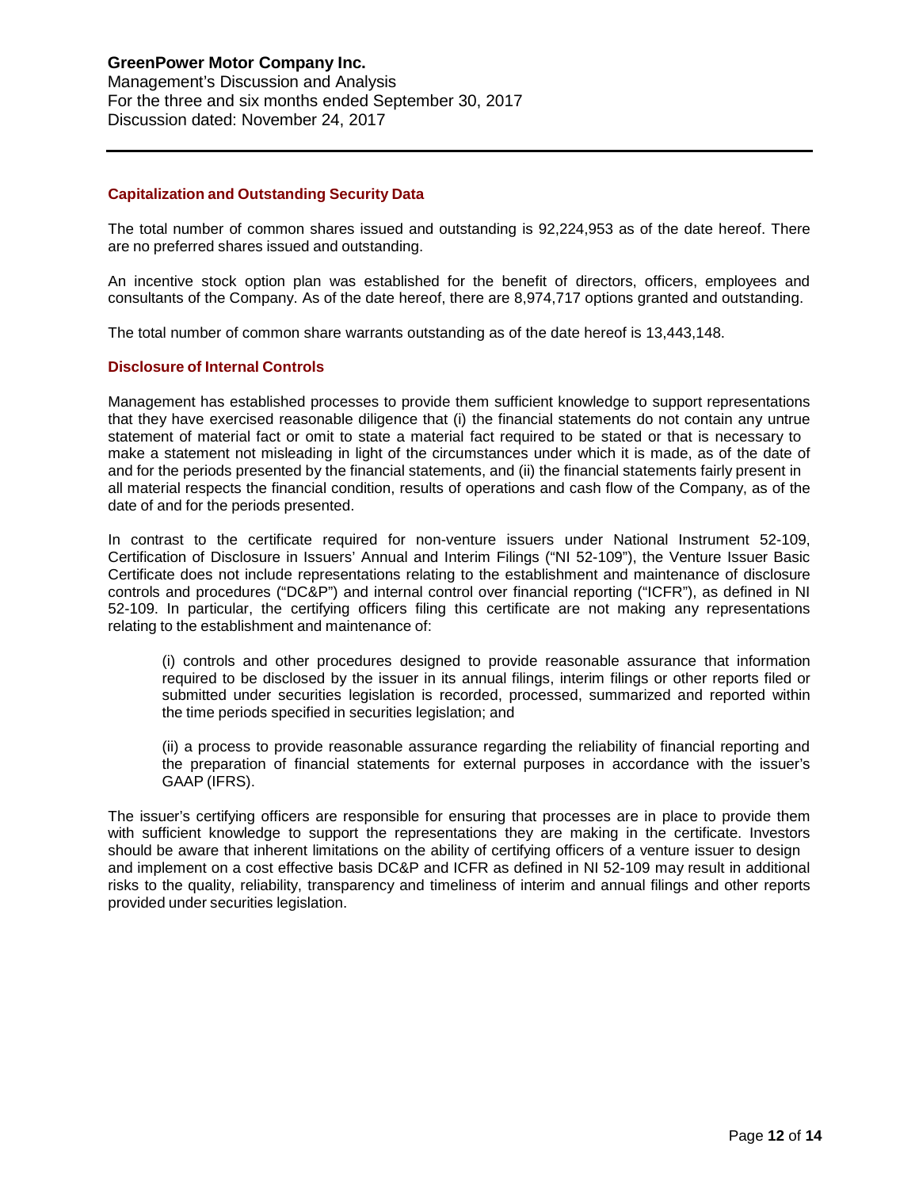## Capitalization and Outstanding Security Data

The total number of common shares issued and outstanding is 92,224,953 as of the date hereof. There are no preferred shares issued and outstanding.

An incentive stock option plan was established for the benefit of directors, officers, employees and consultants of the Company. As of the date hereof, there are 8,974,717 options granted and outstanding.

The total number of common share warrants outstanding as of the date hereof is 13,443,148.

## Disclosure of Internal Controls

Management has established processes to provide them sufficient knowledge to support representations that they have exercised reasonable diligence that (i) the financial statements do not contain any untrue statement of material fact or omit to state a material fact required to be stated or that is necessary to make a statement not misleading in light of the circumstances under which it is made, as of the date of and for the periods presented by the financial statements, and (ii) the financial statements fairly present in all material respects the financial condition, results of operations and cash flow of the Company, as of the date of and for the periods presented.

In contrast to the certificate required for non-venture issuers under National Instrument 52-109, Certification of Disclosure in Issuers' Annual and Interim Filings ("NI 52-109"), the Venture Issuer Basic Certificate does not include representations relating to the establishment and maintenance of disclosure controls and procedures ("DC&P") and internal control over financial reporting ("ICFR"), as defined in NI 52-109. In particular, the certifying officers filing this certificate are not making any representations relating to the establishment and maintenance of:

> (i) controls and other procedures designed to provide reasonable assurance that information required to be disclosed by the issuer in its annual filings, interim filings or other reports filed or submitted under securities legislation is recorded, processed, summarized and reported within the time periods specified in securities legislation; and
>
> (ii) a process to provide reasonable assurance regarding the reliability of financial reporting and the preparation of financial statements for external purposes in accordance with the issuer's GAAP (IFRS).

The issuer's certifying officers are responsible for ensuring that processes are in place to provide them with sufficient knowledge to support the representations they are making in the certificate. Investors should be aware that inherent limitations on the ability of certifying officers of a venture issuer to design and implement on a cost effective basis DC&P and ICFR as defined in NI 52-109 may result in additional risks to the quality, reliability, transparency and timeliness of interim and annual filings and other reports provided under securities legislation.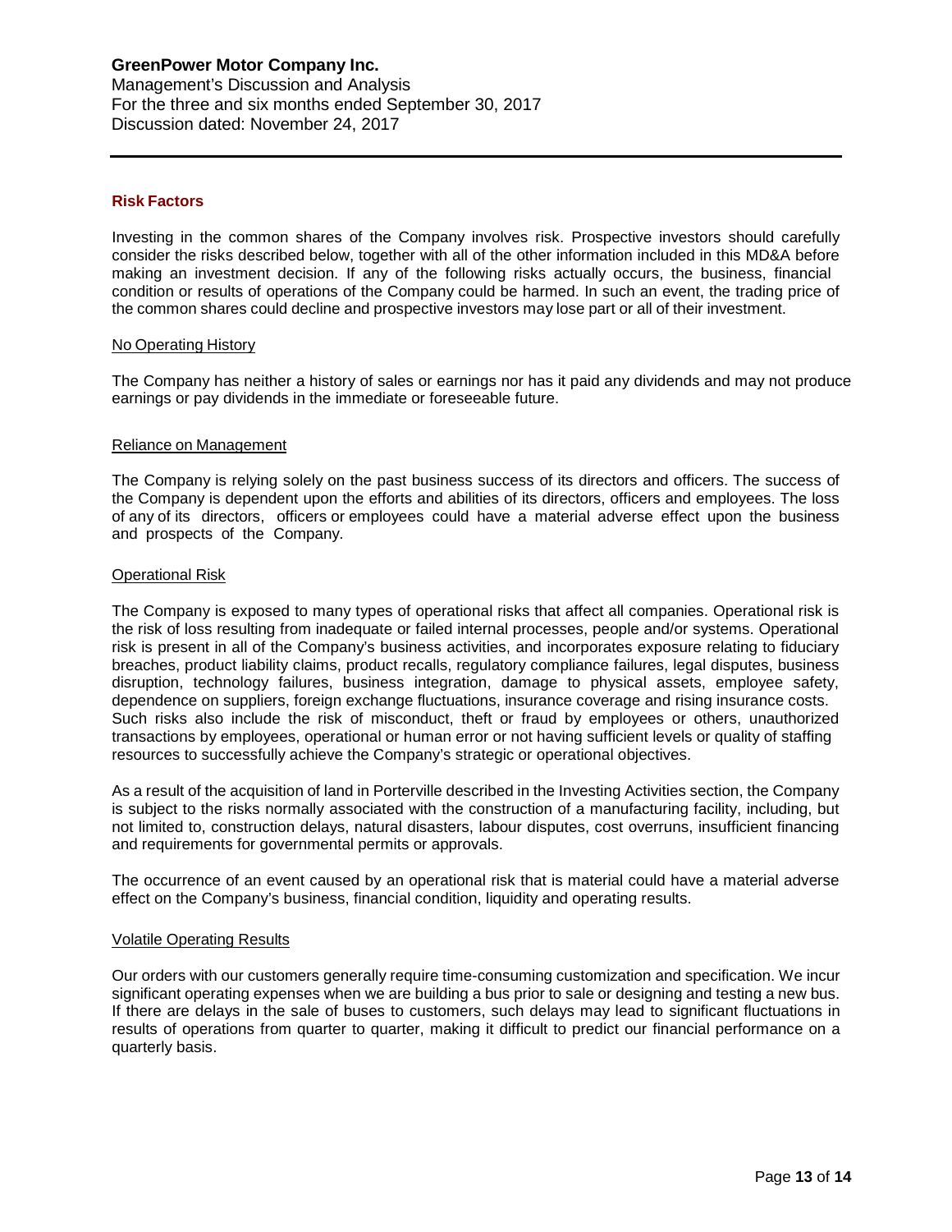## Risk Factors

Investing in the common shares of the Company involves risk. Prospective investors should carefully consider the risks described below, together with all of the other information included in this MD&A before making an investment decision. If any of the following risks actually occurs, the business, financial condition or results of operations of the Company could be harmed. In such an event, the trading price of the common shares could decline and prospective investors may lose part or all of their investment.

### No Operating History

The Company has neither a history of sales or earnings nor has it paid any dividends and may not produce earnings or pay dividends in the immediate or foreseeable future.

### Reliance on Management

The Company is relying solely on the past business success of its directors and officers. The success of the Company is dependent upon the efforts and abilities of its directors, officers and employees. The loss of any of its directors, officers or employees could have a material adverse effect upon the business and prospects of the Company.

### Operational Risk

The Company is exposed to many types of operational risks that affect all companies. Operational risk is the risk of loss resulting from inadequate or failed internal processes, people and/or systems. Operational risk is present in all of the Company's business activities, and incorporates exposure relating to fiduciary breaches, product liability claims, product recalls, regulatory compliance failures, legal disputes, business disruption, technology failures, business integration, damage to physical assets, employee safety, dependence on suppliers, foreign exchange fluctuations, insurance coverage and rising insurance costs. Such risks also include the risk of misconduct, theft or fraud by employees or others, unauthorized transactions by employees, operational or human error or not having sufficient levels or quality of staffing resources to successfully achieve the Company's strategic or operational objectives.

As a result of the acquisition of land in Porterville described in the Investing Activities section, the Company is subject to the risks normally associated with the construction of a manufacturing facility, including, but not limited to, construction delays, natural disasters, labour disputes, cost overruns, insufficient financing and requirements for governmental permits or approvals.

The occurrence of an event caused by an operational risk that is material could have a material adverse effect on the Company's business, financial condition, liquidity and operating results.

### Volatile Operating Results

Our orders with our customers generally require time-consuming customization and specification. We incur significant operating expenses when we are building a bus prior to sale or designing and testing a new bus. If there are delays in the sale of buses to customers, such delays may lead to significant fluctuations in results of operations from quarter to quarter, making it difficult to predict our financial performance on a quarterly basis.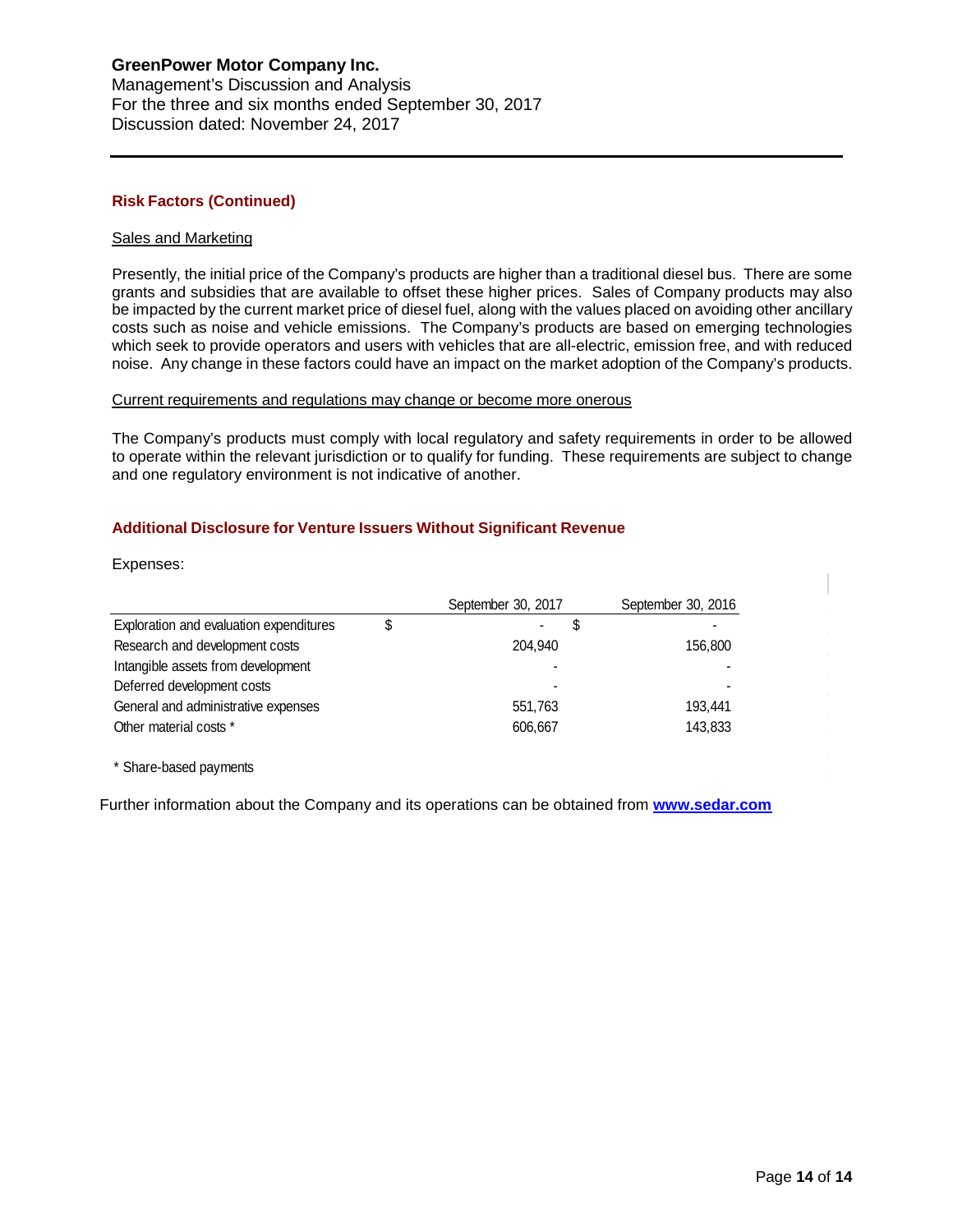## Risk Factors (Continued)

Sales and Marketing

Presently, the initial price of the Company's products are higher than a traditional diesel bus. There are some grants and subsidies that are available to offset these higher prices. Sales of Company products may also be impacted by the current market price of diesel fuel, along with the values placed on avoiding other ancillary costs such as noise and vehicle emissions. The Company's products are based on emerging technologies which seek to provide operators and users with vehicles that are all-electric, emission free, and with reduced noise. Any change in these factors could have an impact on the market adoption of the Company's products.

Current requirements and regulations may change or become more onerous

The Company's products must comply with local regulatory and safety requirements in order to be allowed to operate within the relevant jurisdiction or to qualify for funding. These requirements are subject to change and one regulatory environment is not indicative of another.

## Additional Disclosure for Venture Issuers Without Significant Revenue

Expenses:

| | September 30, 2017 | September 30, 2016 |
|---|---|---|
| Exploration and evaluation expenditures | $ - | $ - |
| Research and development costs | 204,940 | 156,800 |
| Intangible assets from development | - | - |
| Deferred development costs | - | - |
| General and administrative expenses | 551,763 | 193,441 |
| Other material costs * | 606,667 | 143,833 |

* Share-based payments

Further information about the Company and its operations can be obtained from **www.sedar.com**